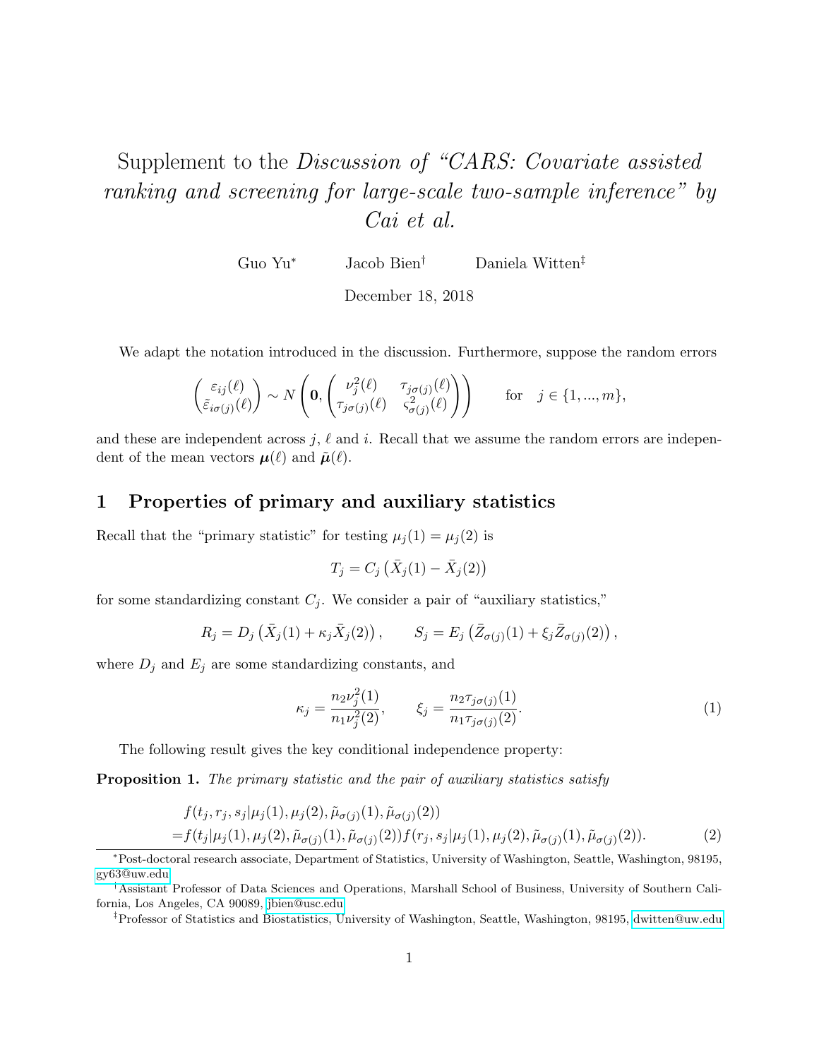# Supplement to the *Discussion of "CARS: Covariate assisted ranking and screening for large-scale two-sample inference" by Cai et al.*

Guo Yu[*]   Jacob Bien[†]   Daniela Witten[‡]

December 18, 2018

We adapt the notation introduced in the discussion. Furthermore, suppose the random errors

$$\begin{pmatrix} \varepsilon_{ij}(\ell) \\ \tilde{\varepsilon}_{i\sigma(j)}(\ell) \end{pmatrix} \sim N\left(\mathbf{0}, \begin{pmatrix} \nu_j^2(\ell) & \tau_{j\sigma(j)}(\ell) \\ \tau_{j\sigma(j)}(\ell) & \varsigma_{\sigma(j)}^2(\ell) \end{pmatrix}\right) \qquad \text{for} \quad j \in \{1, ..., m\},$$

and these are independent across $j$, $\ell$ and $i$. Recall that we assume the random errors are independent of the mean vectors $\boldsymbol{\mu}(\ell)$ and $\tilde{\boldsymbol{\mu}}(\ell)$.

## 1 Properties of primary and auxiliary statistics

Recall that the "primary statistic" for testing $\mu_j(1) = \mu_j(2)$ is

$$T_j = C_j \left(\bar{X}_j(1) - \bar{X}_j(2)\right)$$

for some standardizing constant $C_j$. We consider a pair of "auxiliary statistics,"

$$R_j = D_j \left(\bar{X}_j(1) + \kappa_j \bar{X}_j(2)\right), \qquad S_j = E_j \left(\bar{Z}_{\sigma(j)}(1) + \xi_j \bar{Z}_{\sigma(j)}(2)\right),$$

where $D_j$ and $E_j$ are some standardizing constants, and

$$\kappa_j = \frac{n_2 \nu_j^2(1)}{n_1 \nu_j^2(2)}, \qquad \xi_j = \frac{n_2 \tau_{j\sigma(j)}(1)}{n_1 \tau_{j\sigma(j)}(2)}. \tag{1}$$

The following result gives the key conditional independence property:

**Proposition 1.** *The primary statistic and the pair of auxiliary statistics satisfy*

$$\begin{aligned} &f(t_j, r_j, s_j | \mu_j(1), \mu_j(2), \tilde{\mu}_{\sigma(j)}(1), \tilde{\mu}_{\sigma(j)}(2)) \\ =&f(t_j | \mu_j(1), \mu_j(2), \tilde{\mu}_{\sigma(j)}(1), \tilde{\mu}_{\sigma(j)}(2)) f(r_j, s_j | \mu_j(1), \mu_j(2), \tilde{\mu}_{\sigma(j)}(1), \tilde{\mu}_{\sigma(j)}(2)). \end{aligned} \tag{2}$$

[*] Post-doctoral research associate, Department of Statistics, University of Washington, Seattle, Washington, 98195, gy63@uw.edu

[†] Assistant Professor of Data Sciences and Operations, Marshall School of Business, University of Southern California, Los Angeles, CA 90089, jbien@usc.edu

[‡] Professor of Statistics and Biostatistics, University of Washington, Seattle, Washington, 98195, dwitten@uw.edu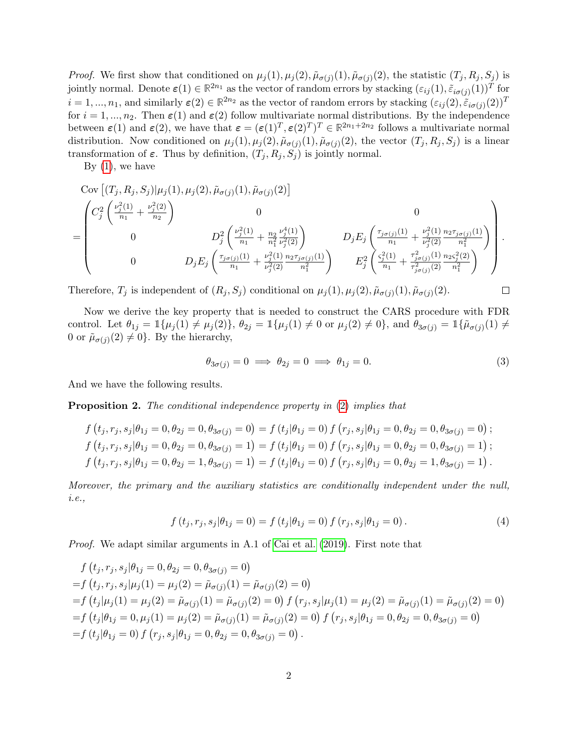*Proof.* We first show that conditioned on $\mu_j(1), \mu_j(2), \tilde{\mu}_{\sigma(j)}(1), \tilde{\mu}_{\sigma(j)}(2)$, the statistic $(T_j, R_j, S_j)$ is jointly normal. Denote $\boldsymbol{\varepsilon}(1) \in \mathbb{R}^{2n_1}$ as the vector of random errors by stacking $(\varepsilon_{ij}(1), \tilde{\varepsilon}_{i\sigma(j)}(1))^T$ for $i = 1, ..., n_1$, and similarly $\boldsymbol{\varepsilon}(2) \in \mathbb{R}^{2n_2}$ as the vector of random errors by stacking $(\varepsilon_{ij}(2), \tilde{\varepsilon}_{i\sigma(j)}(2))^T$ for $i = 1, ..., n_2$. Then $\boldsymbol{\varepsilon}(1)$ and $\boldsymbol{\varepsilon}(2)$ follow multivariate normal distributions. By the independence between $\boldsymbol{\varepsilon}(1)$ and $\boldsymbol{\varepsilon}(2)$, we have that $\boldsymbol{\varepsilon} = (\boldsymbol{\varepsilon}(1)^T, \boldsymbol{\varepsilon}(2)^T)^T \in \mathbb{R}^{2n_1+2n_2}$ follows a multivariate normal distribution. Now conditioned on $\mu_j(1), \mu_j(2), \tilde{\mu}_{\sigma(j)}(1), \tilde{\mu}_{\sigma(j)}(2)$, the vector $(T_j, R_j, S_j)$ is a linear transformation of $\boldsymbol{\varepsilon}$. Thus by definition, $(T_j, R_j, S_j)$ is jointly normal.

By (1), we have

$$
\begin{aligned}
&\operatorname{Cov}\left[(T_j, R_j, S_j) | \mu_j(1), \mu_j(2), \tilde{\mu}_{\sigma(j)}(1), \tilde{\mu}_{\sigma(j)}(2)\right] \\
=&\begin{pmatrix}
C_j^2\left(\frac{\nu_j^2(1)}{n_1} + \frac{\nu_j^2(2)}{n_2}\right) & 0 & 0 \\
0 & D_j^2\left(\frac{\nu_j^2(1)}{n_1} + \frac{n_2}{n_1^2}\frac{\nu_j^4(1)}{\nu_j^2(2)}\right) & D_j E_j\left(\frac{\tau_{j\sigma(j)}(1)}{n_1} + \frac{\nu_j^2(1)}{\nu_j^2(2)}\frac{n_2 \tau_{j\sigma(j)}(1)}{n_1^2}\right) \\
0 & D_j E_j\left(\frac{\tau_{j\sigma(j)}(1)}{n_1} + \frac{\nu_j^2(1)}{\nu_j^2(2)}\frac{n_2 \tau_{j\sigma(j)}(1)}{n_1^2}\right) & E_j^2\left(\frac{\varsigma_j^2(1)}{n_1} + \frac{\tau_{j\sigma(j)}^2(1)}{\tau_{j\sigma(j)}^2(2)}\frac{n_2 \varsigma_j^2(2)}{n_1^2}\right)
\end{pmatrix}.
\end{aligned}
$$

Therefore, $T_j$ is independent of $(R_j, S_j)$ conditional on $\mu_j(1), \mu_j(2), \tilde{\mu}_{\sigma(j)}(1), \tilde{\mu}_{\sigma(j)}(2)$. □

Now we derive the key property that is needed to construct the CARS procedure with FDR control. Let $\theta_{1j} = \mathbb{1}\{\mu_j(1) \neq \mu_j(2)\}$, $\theta_{2j} = \mathbb{1}\{\mu_j(1) \neq 0 \text{ or } \mu_j(2) \neq 0\}$, and $\theta_{3\sigma(j)} = \mathbb{1}\{\tilde{\mu}_{\sigma(j)}(1) \neq 0 \text{ or } \tilde{\mu}_{\sigma(j)}(2) \neq 0\}$. By the hierarchy,

$$
\theta_{3\sigma(j)} = 0 \implies \theta_{2j} = 0 \implies \theta_{1j} = 0. \tag{3}
$$

And we have the following results.

**Proposition 2.** *The conditional independence property in (2) implies that*

$$
\begin{aligned}
f\left(t_j, r_j, s_j | \theta_{1j} = 0, \theta_{2j} = 0, \theta_{3\sigma(j)} = 0\right) &= f\left(t_j | \theta_{1j} = 0\right) f\left(r_j, s_j | \theta_{1j} = 0, \theta_{2j} = 0, \theta_{3\sigma(j)} = 0\right); \\
f\left(t_j, r_j, s_j | \theta_{1j} = 0, \theta_{2j} = 0, \theta_{3\sigma(j)} = 1\right) &= f\left(t_j | \theta_{1j} = 0\right) f\left(r_j, s_j | \theta_{1j} = 0, \theta_{2j} = 0, \theta_{3\sigma(j)} = 1\right); \\
f\left(t_j, r_j, s_j | \theta_{1j} = 0, \theta_{2j} = 1, \theta_{3\sigma(j)} = 1\right) &= f\left(t_j | \theta_{1j} = 0\right) f\left(r_j, s_j | \theta_{1j} = 0, \theta_{2j} = 1, \theta_{3\sigma(j)} = 1\right).
\end{aligned}
$$

*Moreover, the primary and the auxiliary statistics are conditionally independent under the null, i.e.,*

$$
f\left(t_j, r_j, s_j | \theta_{1j} = 0\right) = f\left(t_j | \theta_{1j} = 0\right) f\left(r_j, s_j | \theta_{1j} = 0\right). \tag{4}
$$

*Proof.* We adapt similar arguments in A.1 of Cai et al. (2019). First note that

$$
\begin{aligned}
&f\left(t_j, r_j, s_j | \theta_{1j} = 0, \theta_{2j} = 0, \theta_{3\sigma(j)} = 0\right) \\
=&f\left(t_j, r_j, s_j | \mu_j(1) = \mu_j(2) = \tilde{\mu}_{\sigma(j)}(1) = \tilde{\mu}_{\sigma(j)}(2) = 0\right) \\
=&f\left(t_j | \mu_j(1) = \mu_j(2) = \tilde{\mu}_{\sigma(j)}(1) = \tilde{\mu}_{\sigma(j)}(2) = 0\right) f\left(r_j, s_j | \mu_j(1) = \mu_j(2) = \tilde{\mu}_{\sigma(j)}(1) = \tilde{\mu}_{\sigma(j)}(2) = 0\right) \\
=&f\left(t_j | \theta_{1j} = 0, \mu_j(1) = \mu_j(2) = \tilde{\mu}_{\sigma(j)}(1) = \tilde{\mu}_{\sigma(j)}(2) = 0\right) f\left(r_j, s_j | \theta_{1j} = 0, \theta_{2j} = 0, \theta_{3\sigma(j)} = 0\right) \\
=&f\left(t_j | \theta_{1j} = 0\right) f\left(r_j, s_j | \theta_{1j} = 0, \theta_{2j} = 0, \theta_{3\sigma(j)} = 0\right).
\end{aligned}
$$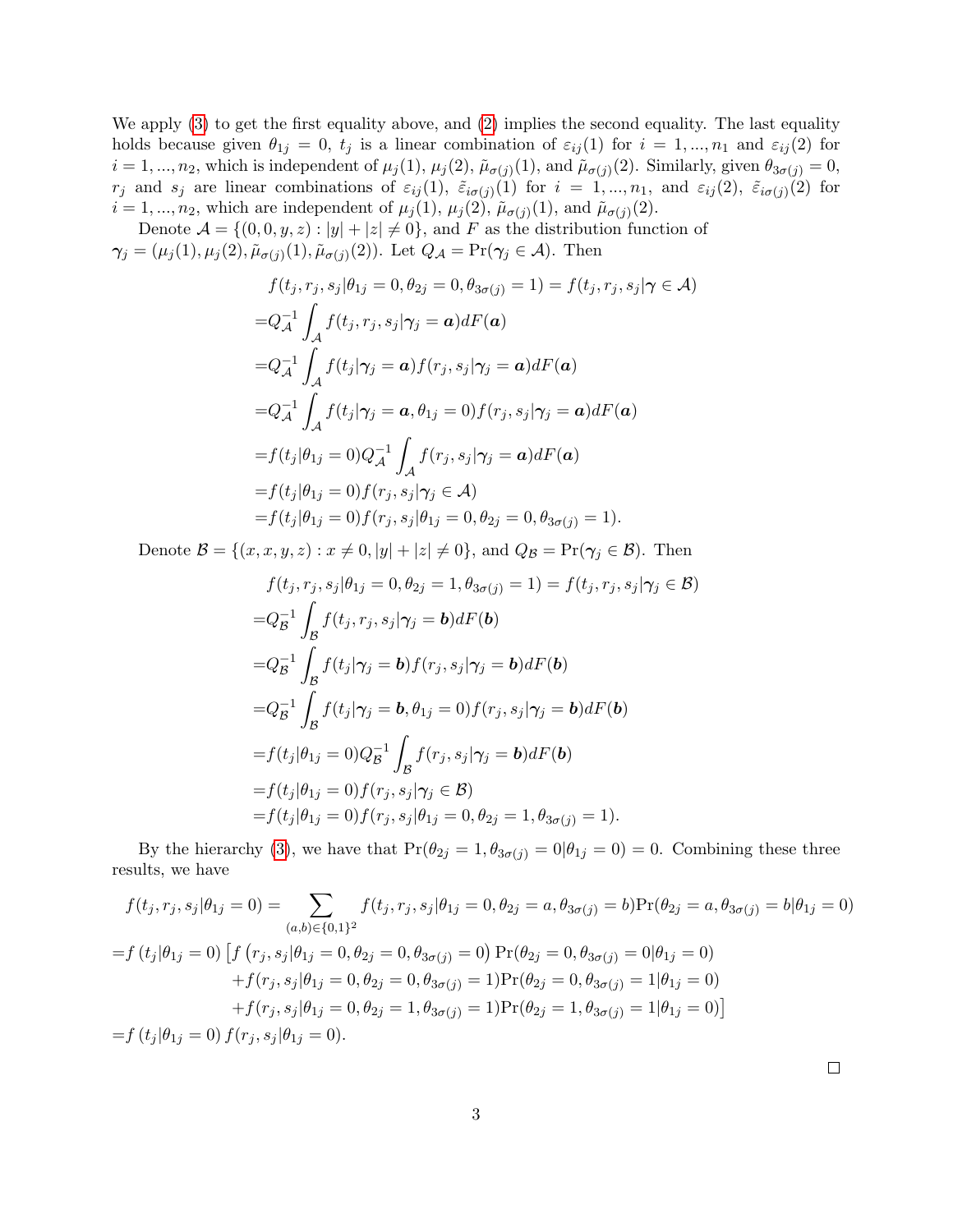We apply (3) to get the first equality above, and (2) implies the second equality. The last equality holds because given $\theta_{1j} = 0$, $t_j$ is a linear combination of $\varepsilon_{ij}(1)$ for $i = 1, ..., n_1$ and $\varepsilon_{ij}(2)$ for $i = 1, ..., n_2$, which is independent of $\mu_j(1)$, $\mu_j(2)$, $\tilde{\mu}_{\sigma(j)}(1)$, and $\tilde{\mu}_{\sigma(j)}(2)$. Similarly, given $\theta_{3\sigma(j)} = 0$, $r_j$ and $s_j$ are linear combinations of $\varepsilon_{ij}(1)$, $\tilde{\varepsilon}_{i\sigma(j)}(1)$ for $i = 1, ..., n_1$, and $\varepsilon_{ij}(2)$, $\tilde{\varepsilon}_{i\sigma(j)}(2)$ for $i = 1, ..., n_2$, which are independent of $\mu_j(1)$, $\mu_j(2)$, $\tilde{\mu}_{\sigma(j)}(1)$, and $\tilde{\mu}_{\sigma(j)}(2)$.

Denote $\mathcal{A} = \{(0, 0, y, z) : |y| + |z| \neq 0\}$, and $F$ as the distribution function of $\boldsymbol{\gamma}_j = (\mu_j(1), \mu_j(2), \tilde{\mu}_{\sigma(j)}(1), \tilde{\mu}_{\sigma(j)}(2))$. Let $Q_{\mathcal{A}} = \Pr(\boldsymbol{\gamma}_j \in \mathcal{A})$. Then

$$
\begin{aligned}
&f(t_j, r_j, s_j | \theta_{1j} = 0, \theta_{2j} = 0, \theta_{3\sigma(j)} = 1) = f(t_j, r_j, s_j | \boldsymbol{\gamma} \in \mathcal{A}) \\
=& Q_{\mathcal{A}}^{-1} \int_{\mathcal{A}} f(t_j, r_j, s_j | \boldsymbol{\gamma}_j = \boldsymbol{a}) dF(\boldsymbol{a}) \\
=& Q_{\mathcal{A}}^{-1} \int_{\mathcal{A}} f(t_j | \boldsymbol{\gamma}_j = \boldsymbol{a}) f(r_j, s_j | \boldsymbol{\gamma}_j = \boldsymbol{a}) dF(\boldsymbol{a}) \\
=& Q_{\mathcal{A}}^{-1} \int_{\mathcal{A}} f(t_j | \boldsymbol{\gamma}_j = \boldsymbol{a}, \theta_{1j} = 0) f(r_j, s_j | \boldsymbol{\gamma}_j = \boldsymbol{a}) dF(\boldsymbol{a}) \\
=& f(t_j | \theta_{1j} = 0) Q_{\mathcal{A}}^{-1} \int_{\mathcal{A}} f(r_j, s_j | \boldsymbol{\gamma}_j = \boldsymbol{a}) dF(\boldsymbol{a}) \\
=& f(t_j | \theta_{1j} = 0) f(r_j, s_j | \boldsymbol{\gamma}_j \in \mathcal{A}) \\
=& f(t_j | \theta_{1j} = 0) f(r_j, s_j | \theta_{1j} = 0, \theta_{2j} = 0, \theta_{3\sigma(j)} = 1).
\end{aligned}
$$

Denote $\mathcal{B} = \{(x, x, y, z) : x \neq 0, |y| + |z| \neq 0\}$, and $Q_{\mathcal{B}} = \Pr(\boldsymbol{\gamma}_j \in \mathcal{B})$. Then

$$
\begin{aligned}
&f(t_j, r_j, s_j | \theta_{1j} = 0, \theta_{2j} = 1, \theta_{3\sigma(j)} = 1) = f(t_j, r_j, s_j | \boldsymbol{\gamma}_j \in \mathcal{B}) \\
=& Q_{\mathcal{B}}^{-1} \int_{\mathcal{B}} f(t_j, r_j, s_j | \boldsymbol{\gamma}_j = \boldsymbol{b}) dF(\boldsymbol{b}) \\
=& Q_{\mathcal{B}}^{-1} \int_{\mathcal{B}} f(t_j | \boldsymbol{\gamma}_j = \boldsymbol{b}) f(r_j, s_j | \boldsymbol{\gamma}_j = \boldsymbol{b}) dF(\boldsymbol{b}) \\
=& Q_{\mathcal{B}}^{-1} \int_{\mathcal{B}} f(t_j | \boldsymbol{\gamma}_j = \boldsymbol{b}, \theta_{1j} = 0) f(r_j, s_j | \boldsymbol{\gamma}_j = \boldsymbol{b}) dF(\boldsymbol{b}) \\
=& f(t_j | \theta_{1j} = 0) Q_{\mathcal{B}}^{-1} \int_{\mathcal{B}} f(r_j, s_j | \boldsymbol{\gamma}_j = \boldsymbol{b}) dF(\boldsymbol{b}) \\
=& f(t_j | \theta_{1j} = 0) f(r_j, s_j | \boldsymbol{\gamma}_j \in \mathcal{B}) \\
=& f(t_j | \theta_{1j} = 0) f(r_j, s_j | \theta_{1j} = 0, \theta_{2j} = 1, \theta_{3\sigma(j)} = 1).
\end{aligned}
$$

By the hierarchy (3), we have that $\Pr(\theta_{2j} = 1, \theta_{3\sigma(j)} = 0 | \theta_{1j} = 0) = 0$. Combining these three results, we have

$$
\begin{aligned}
f(t_j, r_j, s_j | \theta_{1j} = 0) =& \sum_{(a,b) \in \{0,1\}^2} f(t_j, r_j, s_j | \theta_{1j} = 0, \theta_{2j} = a, \theta_{3\sigma(j)} = b) \Pr(\theta_{2j} = a, \theta_{3\sigma(j)} = b | \theta_{1j} = 0) \\
=& f\left(t_j | \theta_{1j} = 0\right) \left[ f\left(r_j, s_j | \theta_{1j} = 0, \theta_{2j} = 0, \theta_{3\sigma(j)} = 0\right) \Pr(\theta_{2j} = 0, \theta_{3\sigma(j)} = 0 | \theta_{1j} = 0) \right. \\
& + f(r_j, s_j | \theta_{1j} = 0, \theta_{2j} = 0, \theta_{3\sigma(j)} = 1) \Pr(\theta_{2j} = 0, \theta_{3\sigma(j)} = 1 | \theta_{1j} = 0) \\
& \left. + f(r_j, s_j | \theta_{1j} = 0, \theta_{2j} = 1, \theta_{3\sigma(j)} = 1) \Pr(\theta_{2j} = 1, \theta_{3\sigma(j)} = 1 | \theta_{1j} = 0) \right] \\
=& f\left(t_j | \theta_{1j} = 0\right) f(r_j, s_j | \theta_{1j} = 0).
\end{aligned}
$$

□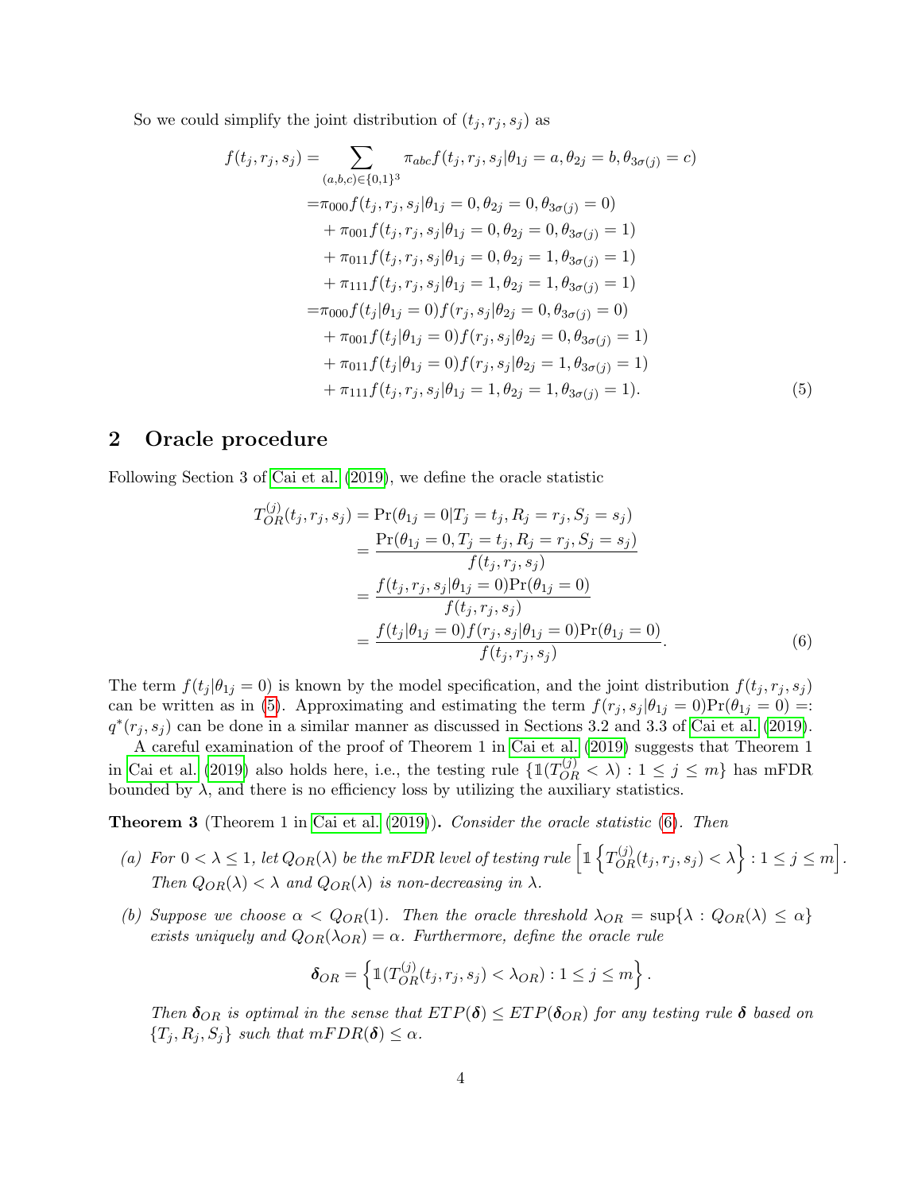So we could simplify the joint distribution of $(t_j, r_j, s_j)$ as

$$
\begin{aligned}
f(t_j, r_j, s_j) = & \sum_{(a,b,c)\in\{0,1\}^3} \pi_{abc} f(t_j, r_j, s_j | \theta_{1j} = a, \theta_{2j} = b, \theta_{3\sigma(j)} = c) \\
= & \pi_{000} f(t_j, r_j, s_j | \theta_{1j} = 0, \theta_{2j} = 0, \theta_{3\sigma(j)} = 0) \\
& + \pi_{001} f(t_j, r_j, s_j | \theta_{1j} = 0, \theta_{2j} = 0, \theta_{3\sigma(j)} = 1) \\
& + \pi_{011} f(t_j, r_j, s_j | \theta_{1j} = 0, \theta_{2j} = 1, \theta_{3\sigma(j)} = 1) \\
& + \pi_{111} f(t_j, r_j, s_j | \theta_{1j} = 1, \theta_{2j} = 1, \theta_{3\sigma(j)} = 1) \\
= & \pi_{000} f(t_j | \theta_{1j} = 0) f(r_j, s_j | \theta_{2j} = 0, \theta_{3\sigma(j)} = 0) \\
& + \pi_{001} f(t_j | \theta_{1j} = 0) f(r_j, s_j | \theta_{2j} = 0, \theta_{3\sigma(j)} = 1) \\
& + \pi_{011} f(t_j | \theta_{1j} = 0) f(r_j, s_j | \theta_{2j} = 1, \theta_{3\sigma(j)} = 1) \\
& + \pi_{111} f(t_j, r_j, s_j | \theta_{1j} = 1, \theta_{2j} = 1, \theta_{3\sigma(j)} = 1).
\end{aligned}
\tag{5}
$$

## 2 Oracle procedure

Following Section 3 of Cai et al. (2019), we define the oracle statistic

$$
\begin{aligned}
T_{OR}^{(j)}(t_j, r_j, s_j) &= \Pr(\theta_{1j} = 0 | T_j = t_j, R_j = r_j, S_j = s_j) \\
&= \frac{\Pr(\theta_{1j} = 0, T_j = t_j, R_j = r_j, S_j = s_j)}{f(t_j, r_j, s_j)} \\
&= \frac{f(t_j, r_j, s_j | \theta_{1j} = 0) \Pr(\theta_{1j} = 0)}{f(t_j, r_j, s_j)} \\
&= \frac{f(t_j | \theta_{1j} = 0) f(r_j, s_j | \theta_{1j} = 0) \Pr(\theta_{1j} = 0)}{f(t_j, r_j, s_j)}.
\end{aligned}
\tag{6}
$$

The term $f(t_j | \theta_{1j} = 0)$ is known by the model specification, and the joint distribution $f(t_j, r_j, s_j)$ can be written as in (5). Approximating and estimating the term $f(r_j, s_j | \theta_{1j} = 0)\Pr(\theta_{1j} = 0) =: q^*(r_j, s_j)$ can be done in a similar manner as discussed in Sections 3.2 and 3.3 of Cai et al. (2019).

A careful examination of the proof of Theorem 1 in Cai et al. (2019) suggests that Theorem 1 in Cai et al. (2019) also holds here, i.e., the testing rule $\{\mathbb{1}(T_{OR}^{(j)} < \lambda) : 1 \le j \le m\}$ has mFDR bounded by $\lambda$, and there is no efficiency loss by utilizing the auxiliary statistics.

**Theorem 3** (Theorem 1 in Cai et al. (2019))**.** *Consider the oracle statistic (6). Then*

*(a) For $0 < \lambda \le 1$, let $Q_{OR}(\lambda)$ be the mFDR level of testing rule $\left[\mathbb{1}\left\{T_{OR}^{(j)}(t_j, r_j, s_j) < \lambda\right\} : 1 \le j \le m\right]$. Then $Q_{OR}(\lambda) < \lambda$ and $Q_{OR}(\lambda)$ is non-decreasing in $\lambda$.*

*(b) Suppose we choose $\alpha < Q_{OR}(1)$. Then the oracle threshold $\lambda_{OR} = \sup\{\lambda : Q_{OR}(\lambda) \le \alpha\}$ exists uniquely and $Q_{OR}(\lambda_{OR}) = \alpha$. Furthermore, define the oracle rule*

$$
\boldsymbol{\delta}_{OR} = \left\{\mathbb{1}(T_{OR}^{(j)}(t_j, r_j, s_j) < \lambda_{OR}) : 1 \le j \le m\right\}.
$$

*Then $\boldsymbol{\delta}_{OR}$ is optimal in the sense that $ETP(\boldsymbol{\delta}) \le ETP(\boldsymbol{\delta}_{OR})$ for any testing rule $\boldsymbol{\delta}$ based on $\{T_j, R_j, S_j\}$ such that $mFDR(\boldsymbol{\delta}) \le \alpha$.*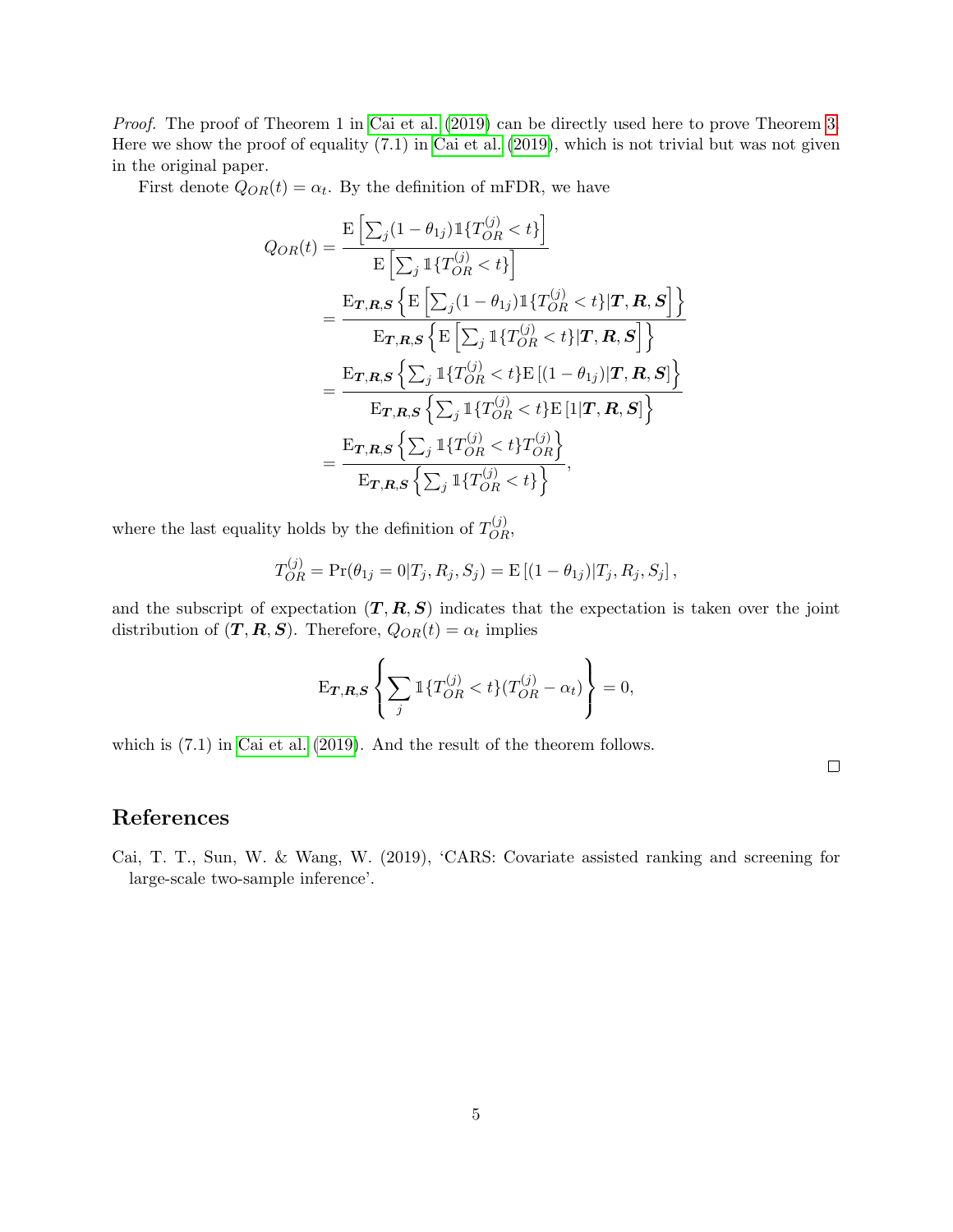*Proof.* The proof of Theorem 1 in Cai et al. (2019) can be directly used here to prove Theorem 3. Here we show the proof of equality (7.1) in Cai et al. (2019), which is not trivial but was not given in the original paper.

First denote $Q_{OR}(t) = \alpha_t$. By the definition of mFDR, we have

$$
\begin{aligned}
Q_{OR}(t) &= \frac{\mathrm{E}\left[\sum_j (1-\theta_{1j})\mathbb{1}\{T_{OR}^{(j)} < t\}\right]}{\mathrm{E}\left[\sum_j \mathbb{1}\{T_{OR}^{(j)} < t\}\right]} \\
&= \frac{\mathrm{E}_{\boldsymbol{T},\boldsymbol{R},\boldsymbol{S}}\left\{\mathrm{E}\left[\sum_j (1-\theta_{1j})\mathbb{1}\{T_{OR}^{(j)} < t\}|\boldsymbol{T},\boldsymbol{R},\boldsymbol{S}\right]\right\}}{\mathrm{E}_{\boldsymbol{T},\boldsymbol{R},\boldsymbol{S}}\left\{\mathrm{E}\left[\sum_j \mathbb{1}\{T_{OR}^{(j)} < t\}|\boldsymbol{T},\boldsymbol{R},\boldsymbol{S}\right]\right\}} \\
&= \frac{\mathrm{E}_{\boldsymbol{T},\boldsymbol{R},\boldsymbol{S}}\left\{\sum_j \mathbb{1}\{T_{OR}^{(j)} < t\}\mathrm{E}\left[(1-\theta_{1j})|\boldsymbol{T},\boldsymbol{R},\boldsymbol{S}\right]\right\}}{\mathrm{E}_{\boldsymbol{T},\boldsymbol{R},\boldsymbol{S}}\left\{\sum_j \mathbb{1}\{T_{OR}^{(j)} < t\}\mathrm{E}\left[1|\boldsymbol{T},\boldsymbol{R},\boldsymbol{S}\right]\right\}} \\
&= \frac{\mathrm{E}_{\boldsymbol{T},\boldsymbol{R},\boldsymbol{S}}\left\{\sum_j \mathbb{1}\{T_{OR}^{(j)} < t\}T_{OR}^{(j)}\right\}}{\mathrm{E}_{\boldsymbol{T},\boldsymbol{R},\boldsymbol{S}}\left\{\sum_j \mathbb{1}\{T_{OR}^{(j)} < t\}\right\}},
\end{aligned}
$$

where the last equality holds by the definition of $T_{OR}^{(j)}$,

$$
T_{OR}^{(j)} = \Pr(\theta_{1j} = 0|T_j, R_j, S_j) = \mathrm{E}\left[(1-\theta_{1j})|T_j, R_j, S_j\right],
$$

and the subscript of expectation $(\boldsymbol{T},\boldsymbol{R},\boldsymbol{S})$ indicates that the expectation is taken over the joint distribution of $(\boldsymbol{T},\boldsymbol{R},\boldsymbol{S})$. Therefore, $Q_{OR}(t) = \alpha_t$ implies

$$
\mathrm{E}_{\boldsymbol{T},\boldsymbol{R},\boldsymbol{S}}\left\{\sum_j \mathbb{1}\{T_{OR}^{(j)} < t\}(T_{OR}^{(j)} - \alpha_t)\right\} = 0,
$$

which is (7.1) in Cai et al. (2019). And the result of the theorem follows. □

## References

Cai, T. T., Sun, W. & Wang, W. (2019), 'CARS: Covariate assisted ranking and screening for large-scale two-sample inference'.